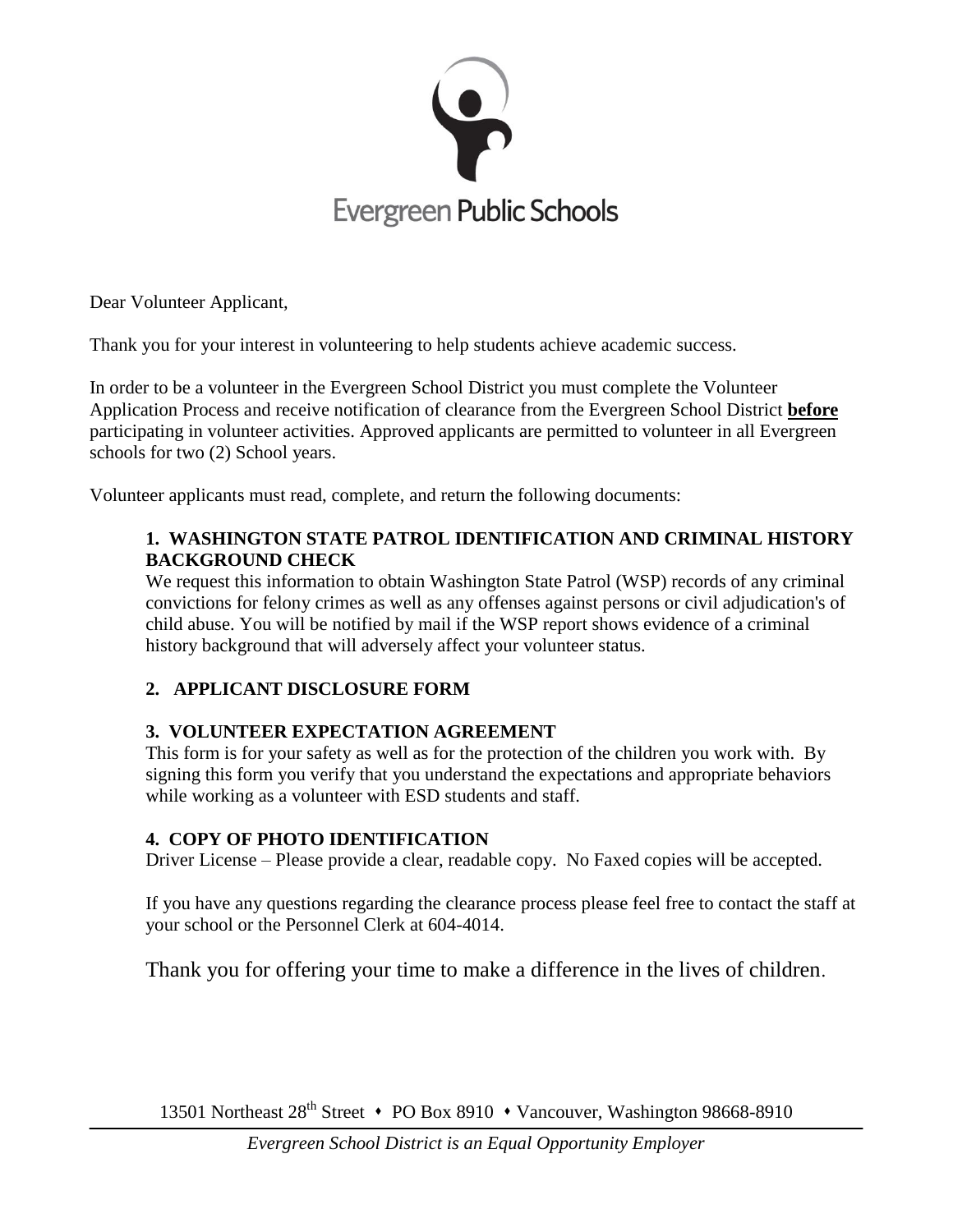Evergreen Public Schools

Dear Volunteer Applicant,

Thank you for your interest in volunteering to help students achieve academic success.

In order to be a volunteer in the Evergreen School District you must complete the Volunteer Application Process and receive notification of clearance from the Evergreen School District **before** participating in volunteer activities. Approved applicants are permitted to volunteer in all Evergreen schools for two (2) School years.

Volunteer applicants must read, complete, and return the following documents:

**1. WASHINGTON STATE PATROL IDENTIFICATION AND CRIMINAL HISTORY BACKGROUND CHECK**

We request this information to obtain Washington State Patrol (WSP) records of any criminal convictions for felony crimes as well as any offenses against persons or civil adjudication's of child abuse. You will be notified by mail if the WSP report shows evidence of a criminal history background that will adversely affect your volunteer status.

**2. APPLICANT DISCLOSURE FORM**

**3. VOLUNTEER EXPECTATION AGREEMENT**

This form is for your safety as well as for the protection of the children you work with. By signing this form you verify that you understand the expectations and appropriate behaviors while working as a volunteer with ESD students and staff.

**4. COPY OF PHOTO IDENTIFICATION**

Driver License – Please provide a clear, readable copy. No Faxed copies will be accepted.

If you have any questions regarding the clearance process please feel free to contact the staff at your school or the Personnel Clerk at 604-4014.

Thank you for offering your time to make a difference in the lives of children.

13501 Northeast 28th Street • PO Box 8910 • Vancouver, Washington 98668-8910

*Evergreen School District is an Equal Opportunity Employer*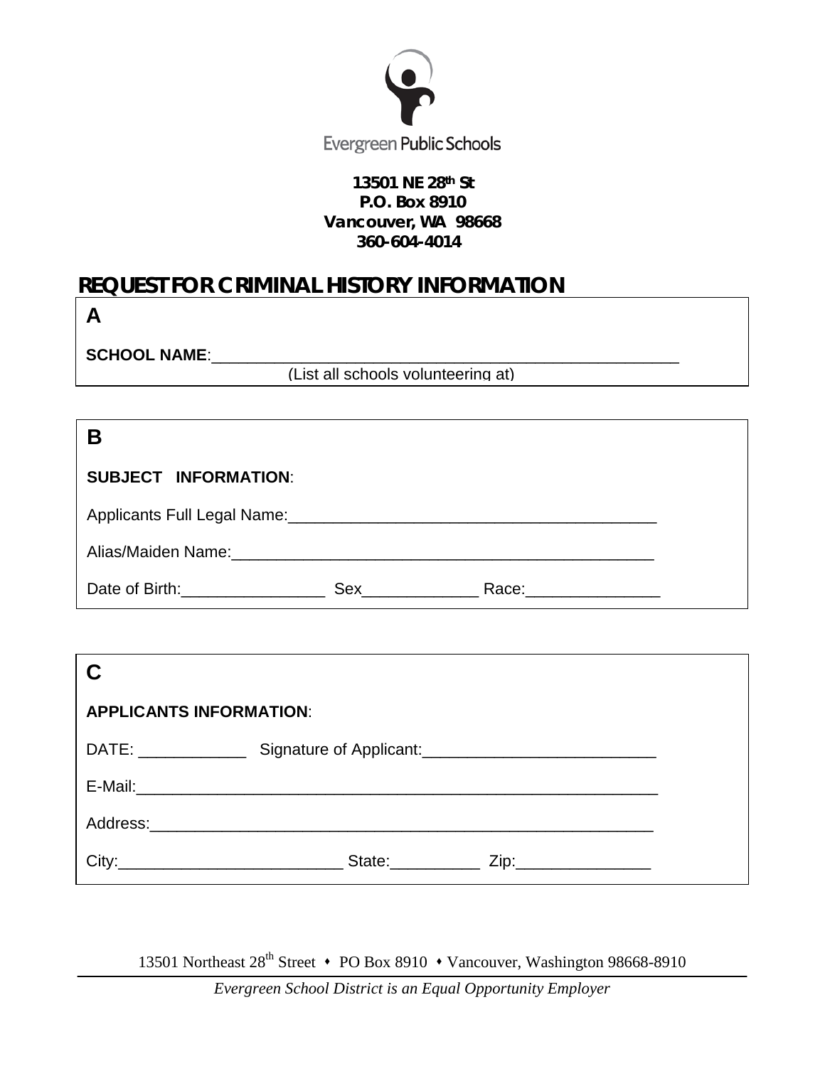Evergreen Public Schools

**13501 NE 28th St**
**P.O. Box 8910**
**Vancouver, WA 98668**
**360-604-4014**

# REQUEST FOR CRIMINAL HISTORY INFORMATION

## A

**SCHOOL NAME**:_______________________________________________________
(List all schools volunteering at)

## B

**SUBJECT INFORMATION**:

Applicants Full Legal Name:_________________________________________

Alias/Maiden Name:_______________________________________________

Date of Birth:________________ Sex_____________ Race:_______________

## C

**APPLICANTS INFORMATION**:

DATE: ____________ Signature of Applicant:__________________________

E-Mail:____________________________________________________________

Address:___________________________________________________________

City:_________________________ State:__________ Zip:_______________

13501 Northeast 28th Street • PO Box 8910 • Vancouver, Washington 98668-8910

*Evergreen School District is an Equal Opportunity Employer*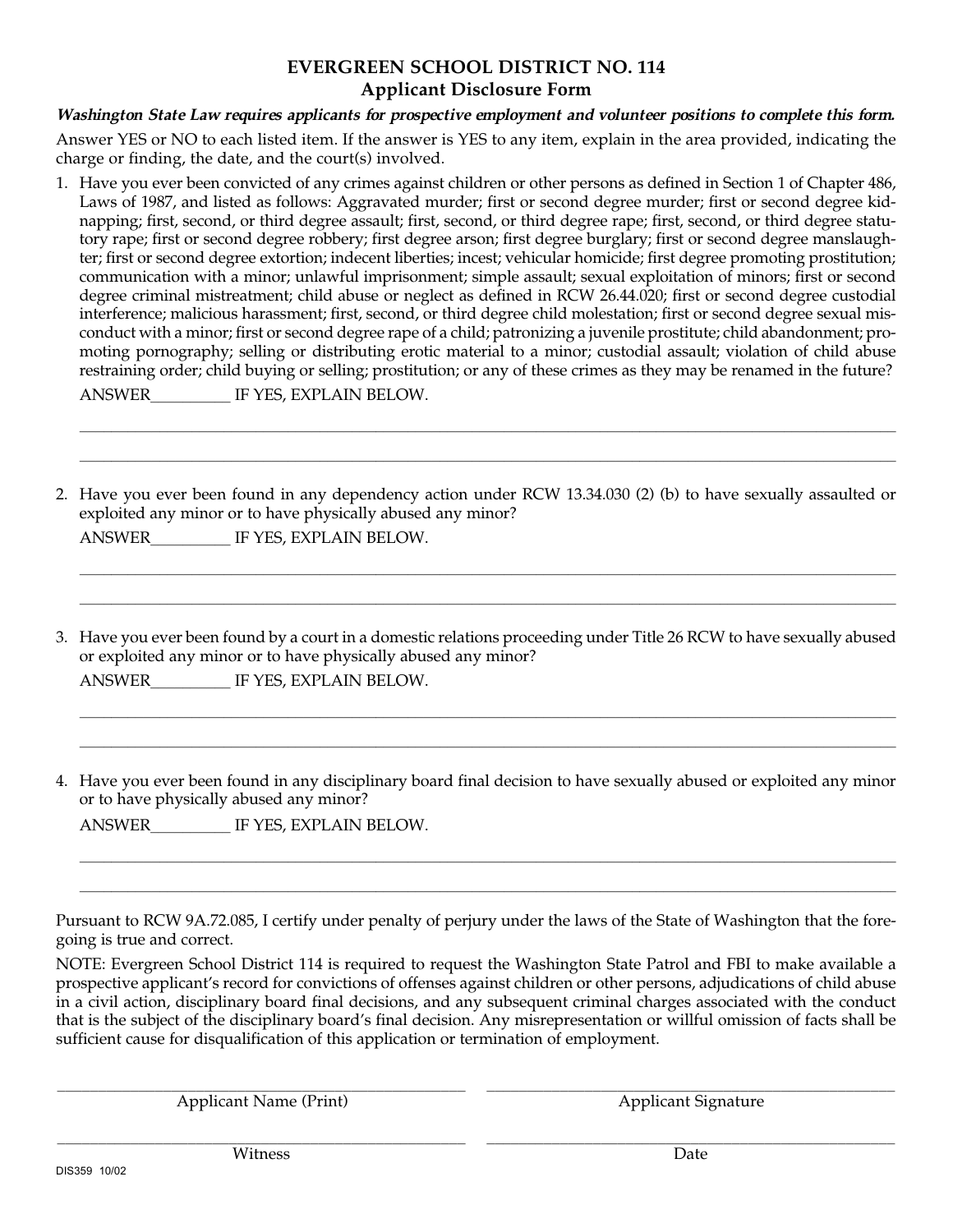# EVERGREEN SCHOOL DISTRICT NO. 114
## Applicant Disclosure Form

***Washington State Law requires applicants for prospective employment and volunteer positions to complete this form.***

Answer YES or NO to each listed item. If the answer is YES to any item, explain in the area provided, indicating the charge or finding, the date, and the court(s) involved.

1. Have you ever been convicted of any crimes against children or other persons as defined in Section 1 of Chapter 486, Laws of 1987, and listed as follows: Aggravated murder; first or second degree murder; first or second degree kidnapping; first, second, or third degree assault; first, second, or third degree rape; first, second, or third degree statutory rape; first or second degree robbery; first degree arson; first degree burglary; first or second degree manslaughter; first or second degree extortion; indecent liberties; incest; vehicular homicide; first degree promoting prostitution; communication with a minor; unlawful imprisonment; simple assault; sexual exploitation of minors; first or second degree criminal mistreatment; child abuse or neglect as defined in RCW 26.44.020; first or second degree custodial interference; malicious harassment; first, second, or third degree child molestation; first or second degree sexual misconduct with a minor; first or second degree rape of a child; patronizing a juvenile prostitute; child abandonment; promoting pornography; selling or distributing erotic material to a minor; custodial assault; violation of child abuse restraining order; child buying or selling; prostitution; or any of these crimes as they may be renamed in the future?

   ANSWER__________ IF YES, EXPLAIN BELOW.

   ____________________________________________________________

   ____________________________________________________________

2. Have you ever been found in any dependency action under RCW 13.34.030 (2) (b) to have sexually assaulted or exploited any minor or to have physically abused any minor?

   ANSWER__________ IF YES, EXPLAIN BELOW.

   ____________________________________________________________

   ____________________________________________________________

3. Have you ever been found by a court in a domestic relations proceeding under Title 26 RCW to have sexually abused or exploited any minor or to have physically abused any minor?

   ANSWER__________ IF YES, EXPLAIN BELOW.

   ____________________________________________________________

   ____________________________________________________________

4. Have you ever been found in any disciplinary board final decision to have sexually abused or exploited any minor or to have physically abused any minor?

   ANSWER__________ IF YES, EXPLAIN BELOW.

   ____________________________________________________________

   ____________________________________________________________

Pursuant to RCW 9A.72.085, I certify under penalty of perjury under the laws of the State of Washington that the foregoing is true and correct.

NOTE: Evergreen School District 114 is required to request the Washington State Patrol and FBI to make available a prospective applicant's record for convictions of offenses against children or other persons, adjudications of child abuse in a civil action, disciplinary board final decisions, and any subsequent criminal charges associated with the conduct that is the subject of the disciplinary board's final decision. Any misrepresentation or willful omission of facts shall be sufficient cause for disqualification of this application or termination of employment.

______________________________ Applicant Name (Print)

______________________________ Applicant Signature

______________________________ Witness

______________________________ Date

DIS359 10/02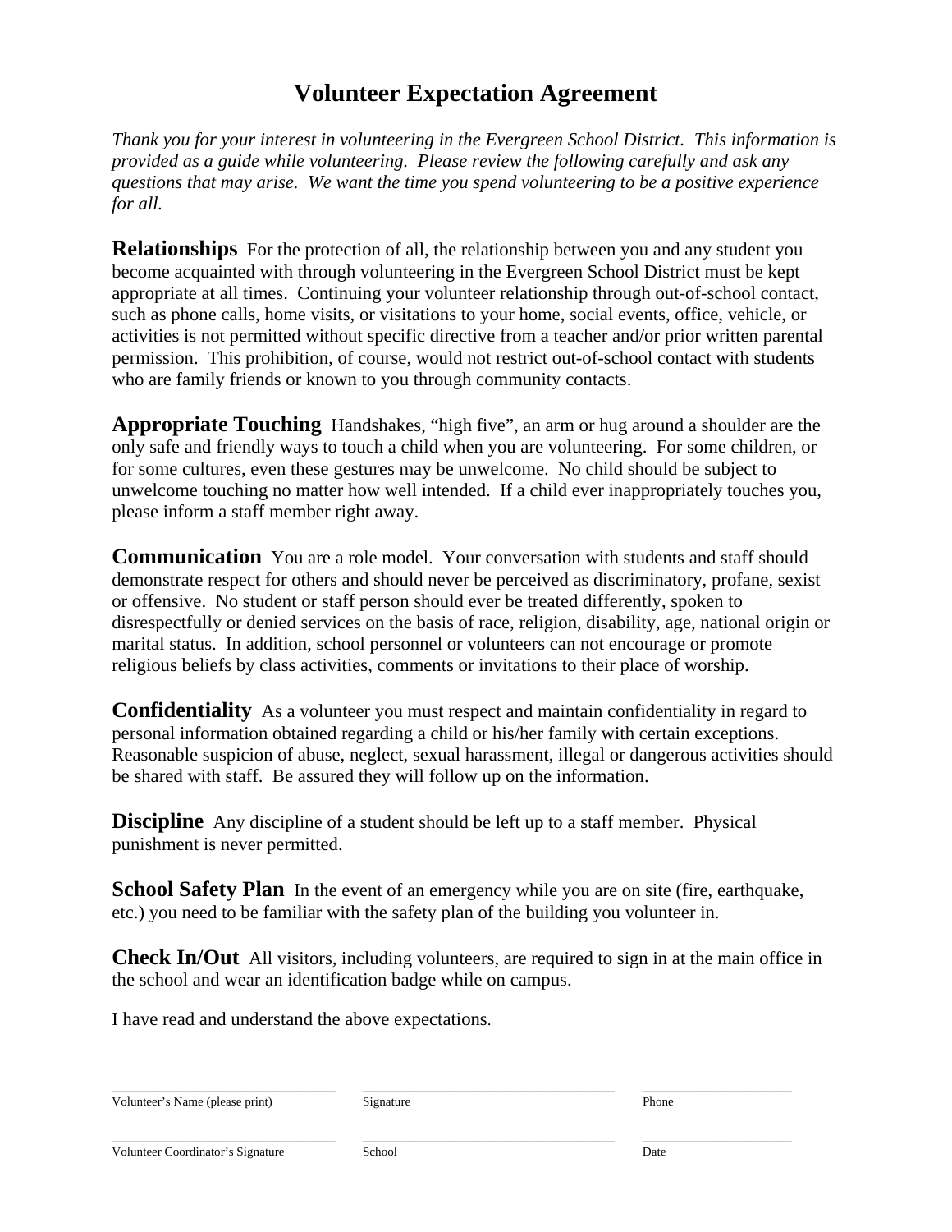# Volunteer Expectation Agreement

*Thank you for your interest in volunteering in the Evergreen School District. This information is provided as a guide while volunteering. Please review the following carefully and ask any questions that may arise. We want the time you spend volunteering to be a positive experience for all.*

**Relationships** For the protection of all, the relationship between you and any student you become acquainted with through volunteering in the Evergreen School District must be kept appropriate at all times. Continuing your volunteer relationship through out-of-school contact, such as phone calls, home visits, or visitations to your home, social events, office, vehicle, or activities is not permitted without specific directive from a teacher and/or prior written parental permission. This prohibition, of course, would not restrict out-of-school contact with students who are family friends or known to you through community contacts.

**Appropriate Touching** Handshakes, "high five", an arm or hug around a shoulder are the only safe and friendly ways to touch a child when you are volunteering. For some children, or for some cultures, even these gestures may be unwelcome. No child should be subject to unwelcome touching no matter how well intended. If a child ever inappropriately touches you, please inform a staff member right away.

**Communication** You are a role model. Your conversation with students and staff should demonstrate respect for others and should never be perceived as discriminatory, profane, sexist or offensive. No student or staff person should ever be treated differently, spoken to disrespectfully or denied services on the basis of race, religion, disability, age, national origin or marital status. In addition, school personnel or volunteers can not encourage or promote religious beliefs by class activities, comments or invitations to their place of worship.

**Confidentiality** As a volunteer you must respect and maintain confidentiality in regard to personal information obtained regarding a child or his/her family with certain exceptions. Reasonable suspicion of abuse, neglect, sexual harassment, illegal or dangerous activities should be shared with staff. Be assured they will follow up on the information.

**Discipline** Any discipline of a student should be left up to a staff member. Physical punishment is never permitted.

**School Safety Plan** In the event of an emergency while you are on site (fire, earthquake, etc.) you need to be familiar with the safety plan of the building you volunteer in.

**Check In/Out** All visitors, including volunteers, are required to sign in at the main office in the school and wear an identification badge while on campus.

I have read and understand the above expectations.

| | | |
|---|---|---|
| \_\_\_\_\_\_\_\_\_\_\_\_\_\_\_\_\_\_\_\_ | \_\_\_\_\_\_\_\_\_\_\_\_\_\_\_\_\_\_\_\_ | \_\_\_\_\_\_\_\_\_\_\_\_\_\_ |
| Volunteer's Name (please print) | Signature | Phone |
| \_\_\_\_\_\_\_\_\_\_\_\_\_\_\_\_\_\_\_\_ | \_\_\_\_\_\_\_\_\_\_\_\_\_\_\_\_\_\_\_\_ | \_\_\_\_\_\_\_\_\_\_\_\_\_\_ |
| Volunteer Coordinator's Signature | School | Date |